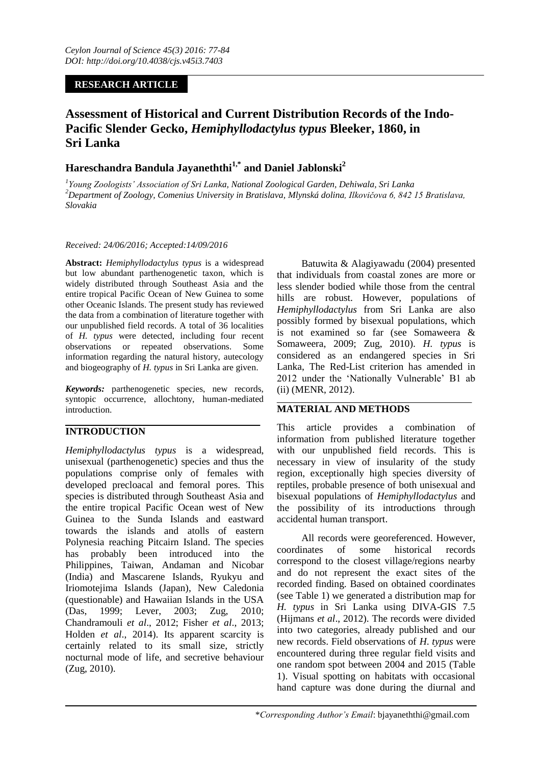**RESEARCH ARTICLE**

# Assessment of Historical and Current Distribution Records of the Indo-Pacific Slender Gecko, *Hemiphyllodactylus typus* Bleeker, 1860, in Sri Lanka

## Hareschandra Bandula Jayaneththi[1,*] and Daniel Jablonski[2]

[1]*Young Zoologists' Association of Sri Lanka, National Zoological Garden, Dehiwala, Sri Lanka*
[2]*Department of Zoology, Comenius University in Bratislava, Mlynská dolina, Ilkovičova 6, 842 15 Bratislava, Slovakia*

*Received: 24/06/2016; Accepted:14/09/2016*

**Abstract:** *Hemiphyllodactylus typus* is a widespread but low abundant parthenogenetic taxon, which is widely distributed through Southeast Asia and the entire tropical Pacific Ocean of New Guinea to some other Oceanic Islands. The present study has reviewed the data from a combination of literature together with our unpublished field records. A total of 36 localities of *H. typus* were detected, including four recent observations or repeated observations. Some information regarding the natural history, autecology and biogeography of *H. typus* in Sri Lanka are given.

***Keywords:*** parthenogenetic species, new records, syntopic occurrence, allochtony, human-mediated introduction.

## INTRODUCTION

*Hemiphyllodactylus typus* is a widespread, unisexual (parthenogenetic) species and thus the populations comprise only of females with developed precloacal and femoral pores. This species is distributed through Southeast Asia and the entire tropical Pacific Ocean west of New Guinea to the Sunda Islands and eastward towards the islands and atolls of eastern Polynesia reaching Pitcairn Island. The species has probably been introduced into the Philippines, Taiwan, Andaman and Nicobar (India) and Mascarene Islands, Ryukyu and Iriomotejima Islands (Japan), New Caledonia (questionable) and Hawaiian Islands in the USA (Das, 1999; Lever, 2003; Zug, 2010; Chandramouli *et al*., 2012; Fisher *et al*., 2013; Holden *et al*., 2014). Its apparent scarcity is certainly related to its small size, strictly nocturnal mode of life, and secretive behaviour (Zug, 2010).

Batuwita & Alagiyawadu (2004) presented that individuals from coastal zones are more or less slender bodied while those from the central hills are robust. However, populations of *Hemiphyllodactylus* from Sri Lanka are also possibly formed by bisexual populations, which is not examined so far (see Somaweera & Somaweera, 2009; Zug, 2010). *H. typus* is considered as an endangered species in Sri Lanka, The Red-List criterion has amended in 2012 under the 'Nationally Vulnerable' B1 ab (ii) (MENR, 2012).

## MATERIAL AND METHODS

This article provides a combination of information from published literature together with our unpublished field records. This is necessary in view of insularity of the study region, exceptionally high species diversity of reptiles, probable presence of both unisexual and bisexual populations of *Hemiphyllodactylus* and the possibility of its introductions through accidental human transport.

All records were georeferenced. However, coordinates of some historical records correspond to the closest village/regions nearby and do not represent the exact sites of the recorded finding. Based on obtained coordinates (see Table 1) we generated a distribution map for *H. typus* in Sri Lanka using DIVA-GIS 7.5 (Hijmans *et al*., 2012). The records were divided into two categories, already published and our new records. Field observations of *H. typus* were encountered during three regular field visits and one random spot between 2004 and 2015 (Table 1). Visual spotting on habitats with occasional hand capture was done during the diurnal and

\**Corresponding Author's Email*: bjayaneththi@gmail.com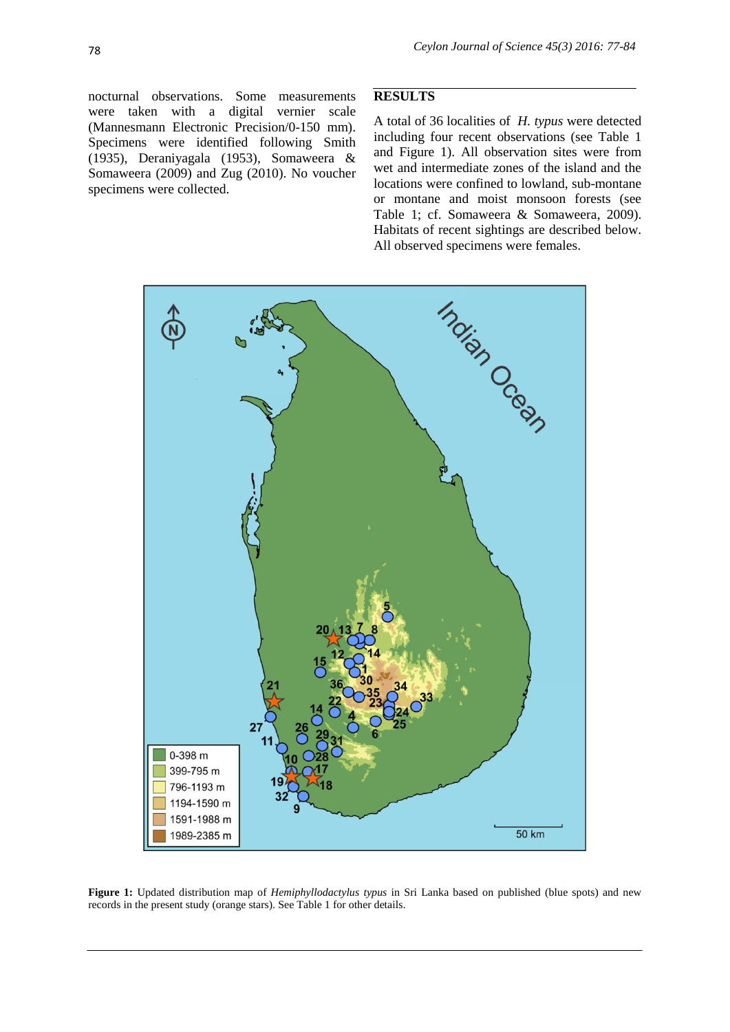nocturnal observations. Some measurements were taken with a digital vernier scale (Mannesmann Electronic Precision/0-150 mm). Specimens were identified following Smith (1935), Deraniyagala (1953), Somaweera & Somaweera (2009) and Zug (2010). No voucher specimens were collected.

## RESULTS

A total of 36 localities of *H. typus* were detected including four recent observations (see Table 1 and Figure 1). All observation sites were from wet and intermediate zones of the island and the locations were confined to lowland, sub-montane or montane and moist monsoon forests (see Table 1; cf. Somaweera & Somaweera, 2009). Habitats of recent sightings are described below. All observed specimens were females.

**Figure 1:** Updated distribution map of *Hemiphyllodactylus typus* in Sri Lanka based on published (blue spots) and new records in the present study (orange stars). See Table 1 for other details.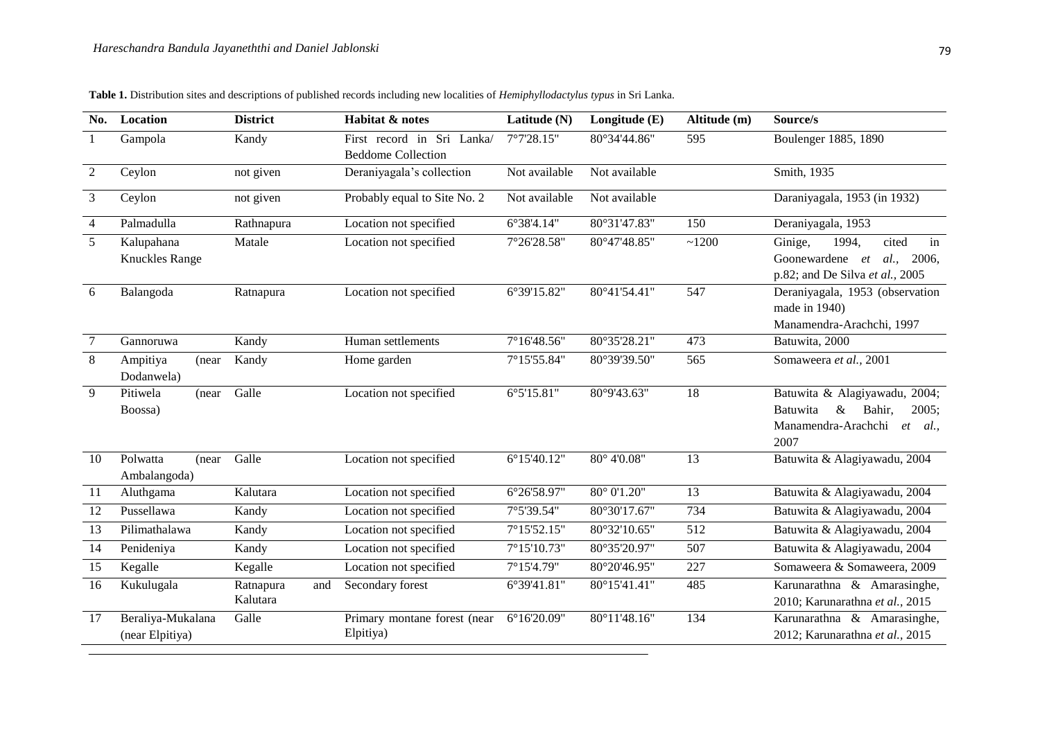**Table 1.** Distribution sites and descriptions of published records including new localities of *Hemiphyllodactylus typus* in Sri Lanka.

| No. | Location | District | Habitat & notes | Latitude (N) | Longitude (E) | Altitude (m) | Source/s |
|---|---|---|---|---|---|---|---|
| 1 | Gampola | Kandy | First record in Sri Lanka/ Beddome Collection | 7°7'28.15" | 80°34'44.86" | 595 | Boulenger 1885, 1890 |
| 2 | Ceylon | not given | Deraniyagala's collection | Not available | Not available | | Smith, 1935 |
| 3 | Ceylon | not given | Probably equal to Site No. 2 | Not available | Not available | | Daraniyagala, 1953 (in 1932) |
| 4 | Palmadulla | Rathnapura | Location not specified | 6°38'4.14" | 80°31'47.83" | 150 | Deraniyagala, 1953 |
| 5 | Kalupahana Knuckles Range | Matale | Location not specified | 7°26'28.58" | 80°47'48.85" | ~1200 | Ginige, 1994, cited in Goonewardene *et al.*, 2006, p.82; and De Silva *et al.*, 2005 |
| 6 | Balangoda | Ratnapura | Location not specified | 6°39'15.82" | 80°41'54.41" | 547 | Deraniyagala, 1953 (observation made in 1940) Manamendra-Arachchi, 1997 |
| 7 | Gannoruwa | Kandy | Human settlements | 7°16'48.56" | 80°35'28.21" | 473 | Batuwita, 2000 |
| 8 | Ampitiya (near Dodanwela) | Kandy | Home garden | 7°15'55.84" | 80°39'39.50" | 565 | Somaweera *et al.*, 2001 |
| 9 | Pitiwela (near Boossa) | Galle | Location not specified | 6°5'15.81" | 80°9'43.63" | 18 | Batuwita & Alagiyawadu, 2004; Batuwita & Bahir, 2005; Manamendra-Arachchi *et al.*, 2007 |
| 10 | Polwatta (near Ambalangoda) | Galle | Location not specified | 6°15'40.12" | 80° 4'0.08" | 13 | Batuwita & Alagiyawadu, 2004 |
| 11 | Aluthgama | Kalutara | Location not specified | 6°26'58.97" | 80° 0'1.20" | 13 | Batuwita & Alagiyawadu, 2004 |
| 12 | Pussellawa | Kandy | Location not specified | 7°5'39.54" | 80°30'17.67" | 734 | Batuwita & Alagiyawadu, 2004 |
| 13 | Pilimathalawa | Kandy | Location not specified | 7°15'52.15" | 80°32'10.65" | 512 | Batuwita & Alagiyawadu, 2004 |
| 14 | Penideniya | Kandy | Location not specified | 7°15'10.73" | 80°35'20.97" | 507 | Batuwita & Alagiyawadu, 2004 |
| 15 | Kegalle | Kegalle | Location not specified | 7°15'4.79" | 80°20'46.95" | 227 | Somaweera & Somaweera, 2009 |
| 16 | Kukulugala | Ratnapura and Kalutara | Secondary forest | 6°39'41.81" | 80°15'41.41" | 485 | Karunarathna & Amarasinghe, 2010; Karunarathna *et al.*, 2015 |
| 17 | Beraliya-Mukalana (near Elpitiya) | Galle | Primary montane forest (near Elpitiya) | 6°16'20.09" | 80°11'48.16" | 134 | Karunarathna & Amarasinghe, 2012; Karunarathna *et al.*, 2015 |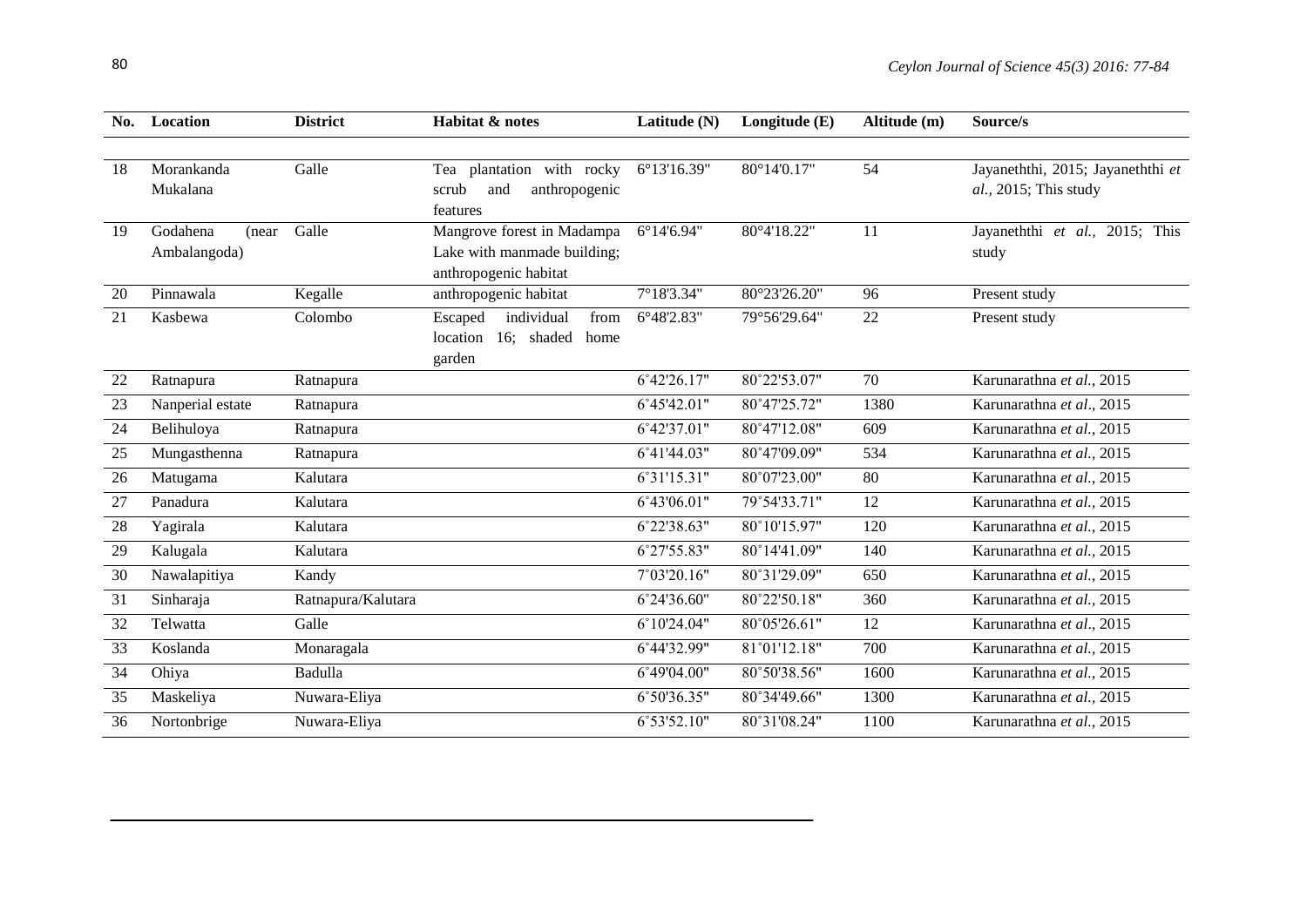| No. | Location | District | Habitat & notes | Latitude (N) | Longitude (E) | Altitude (m) | Source/s |
|---|---|---|---|---|---|---|---|
| 18 | Morankanda Mukalana | Galle | Tea plantation with rocky scrub and anthropogenic features | 6°13'16.39" | 80°14'0.17" | 54 | Jayaneththi, 2015; Jayaneththi *et al.*, 2015; This study |
| 19 | Godahena (near Ambalangoda) | Galle | Mangrove forest in Madampa Lake with manmade building; anthropogenic habitat | 6°14'6.94" | 80°4'18.22" | 11 | Jayaneththi *et al.*, 2015; This study |
| 20 | Pinnawala | Kegalle | anthropogenic habitat | 7°18'3.34" | 80°23'26.20" | 96 | Present study |
| 21 | Kasbewa | Colombo | Escaped individual from location 16; shaded home garden | 6°48'2.83" | 79°56'29.64" | 22 | Present study |
| 22 | Ratnapura | Ratnapura | | 6˚42'26.17" | 80˚22'53.07" | 70 | Karunarathna *et al.*, 2015 |
| 23 | Nanperial estate | Ratnapura | | 6˚45'42.01" | 80˚47'25.72" | 1380 | Karunarathna *et al.*, 2015 |
| 24 | Belihuloya | Ratnapura | | 6˚42'37.01" | 80˚47'12.08" | 609 | Karunarathna *et al.*, 2015 |
| 25 | Mungasthenna | Ratnapura | | 6˚41'44.03" | 80˚47'09.09" | 534 | Karunarathna *et al.*, 2015 |
| 26 | Matugama | Kalutara | | 6˚31'15.31" | 80˚07'23.00" | 80 | Karunarathna *et al.*, 2015 |
| 27 | Panadura | Kalutara | | 6˚43'06.01" | 79˚54'33.71" | 12 | Karunarathna *et al.*, 2015 |
| 28 | Yagirala | Kalutara | | 6˚22'38.63" | 80˚10'15.97" | 120 | Karunarathna *et al.*, 2015 |
| 29 | Kalugala | Kalutara | | 6˚27'55.83" | 80˚14'41.09" | 140 | Karunarathna *et al.*, 2015 |
| 30 | Nawalapitiya | Kandy | | 7˚03'20.16" | 80˚31'29.09" | 650 | Karunarathna *et al.*, 2015 |
| 31 | Sinharaja | Ratnapura/Kalutara | | 6˚24'36.60" | 80˚22'50.18" | 360 | Karunarathna *et al.*, 2015 |
| 32 | Telwatta | Galle | | 6˚10'24.04" | 80˚05'26.61" | 12 | Karunarathna *et al.*, 2015 |
| 33 | Koslanda | Monaragala | | 6˚44'32.99" | 81˚01'12.18" | 700 | Karunarathna *et al.*, 2015 |
| 34 | Ohiya | Badulla | | 6˚49'04.00" | 80˚50'38.56" | 1600 | Karunarathna *et al.*, 2015 |
| 35 | Maskeliya | Nuwara-Eliya | | 6˚50'36.35" | 80˚34'49.66" | 1300 | Karunarathna *et al.*, 2015 |
| 36 | Nortonbrige | Nuwara-Eliya | | 6˚53'52.10" | 80˚31'08.24" | 1100 | Karunarathna *et al.*, 2015 |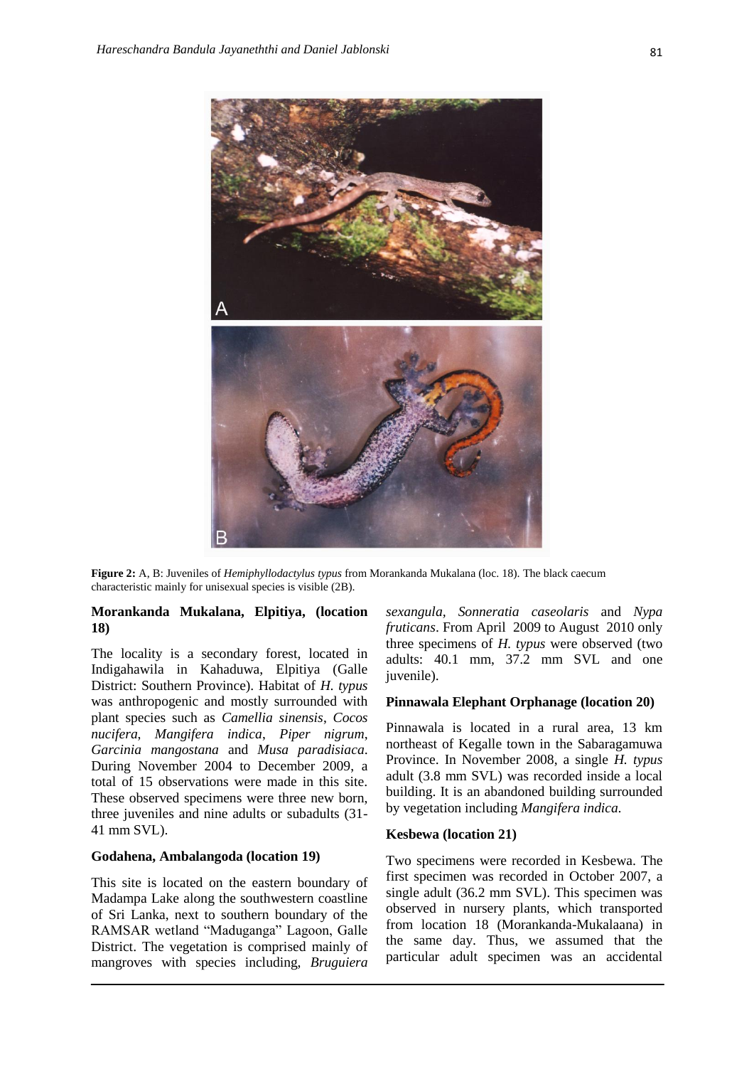**Figure 2:** A, B: Juveniles of *Hemiphyllodactylus typus* from Morankanda Mukalana (loc. 18). The black caecum characteristic mainly for unisexual species is visible (2B).

### Morankanda Mukalana, Elpitiya, (location 18)

The locality is a secondary forest, located in Indigahawila in Kahaduwa, Elpitiya (Galle District: Southern Province). Habitat of *H. typus* was anthropogenic and mostly surrounded with plant species such as *Camellia sinensis*, *Cocos nucifera*, *Mangifera indica*, *Piper nigrum*, *Garcinia mangostana* and *Musa paradisiaca*. During November 2004 to December 2009, a total of 15 observations were made in this site. These observed specimens were three new born, three juveniles and nine adults or subadults (31-41 mm SVL).

### Godahena, Ambalangoda (location 19)

This site is located on the eastern boundary of Madampa Lake along the southwestern coastline of Sri Lanka, next to southern boundary of the RAMSAR wetland "Maduganga" Lagoon, Galle District. The vegetation is comprised mainly of mangroves with species including, *Bruguiera sexangula*, *Sonneratia caseolaris* and *Nypa fruticans*. From April 2009 to August 2010 only three specimens of *H. typus* were observed (two adults: 40.1 mm, 37.2 mm SVL and one juvenile).

### Pinnawala Elephant Orphanage (location 20)

Pinnawala is located in a rural area, 13 km northeast of Kegalle town in the Sabaragamuwa Province. In November 2008, a single *H. typus* adult (3.8 mm SVL) was recorded inside a local building. It is an abandoned building surrounded by vegetation including *Mangifera indica*.

### Kesbewa (location 21)

Two specimens were recorded in Kesbewa. The first specimen was recorded in October 2007, a single adult (36.2 mm SVL). This specimen was observed in nursery plants, which transported from location 18 (Morankanda-Mukalaana) in the same day. Thus, we assumed that the particular adult specimen was an accidental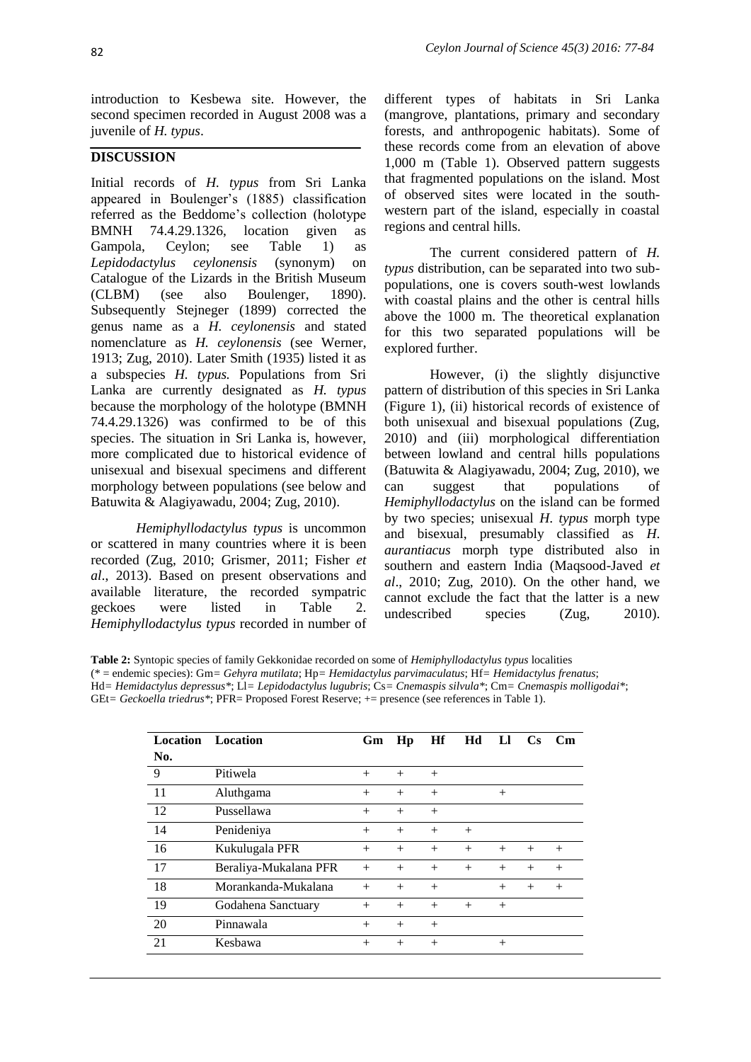introduction to Kesbewa site. However, the second specimen recorded in August 2008 was a juvenile of *H. typus*.

## DISCUSSION

Initial records of *H. typus* from Sri Lanka appeared in Boulenger's (1885) classification referred as the Beddome's collection (holotype BMNH 74.4.29.1326, location given as Gampola, Ceylon; see Table 1) as *Lepidodactylus ceylonensis* (synonym) on Catalogue of the Lizards in the British Museum (CLBM) (see also Boulenger, 1890). Subsequently Stejneger (1899) corrected the genus name as a *H. ceylonensis* and stated nomenclature as *H. ceylonensis* (see Werner, 1913; Zug, 2010). Later Smith (1935) listed it as a subspecies *H. typus.* Populations from Sri Lanka are currently designated as *H. typus* because the morphology of the holotype (BMNH 74.4.29.1326) was confirmed to be of this species. The situation in Sri Lanka is, however, more complicated due to historical evidence of unisexual and bisexual specimens and different morphology between populations (see below and Batuwita & Alagiyawadu, 2004; Zug, 2010).

*Hemiphyllodactylus typus* is uncommon or scattered in many countries where it is been recorded (Zug, 2010; Grismer, 2011; Fisher *et al*., 2013). Based on present observations and available literature, the recorded sympatric geckoes were listed in Table 2. *Hemiphyllodactylus typus* recorded in number of different types of habitats in Sri Lanka (mangrove, plantations, primary and secondary forests, and anthropogenic habitats). Some of these records come from an elevation of above 1,000 m (Table 1). Observed pattern suggests that fragmented populations on the island. Most of observed sites were located in the south-western part of the island, especially in coastal regions and central hills.

The current considered pattern of *H. typus* distribution, can be separated into two sub-populations, one is covers south-west lowlands with coastal plains and the other is central hills above the 1000 m. The theoretical explanation for this two separated populations will be explored further.

However, (i) the slightly disjunctive pattern of distribution of this species in Sri Lanka (Figure 1), (ii) historical records of existence of both unisexual and bisexual populations (Zug, 2010) and (iii) morphological differentiation between lowland and central hills populations (Batuwita & Alagiyawadu, 2004; Zug, 2010), we can suggest that populations of *Hemiphyllodactylus* on the island can be formed by two species; unisexual *H. typus* morph type and bisexual, presumably classified as *H. aurantiacus* morph type distributed also in southern and eastern India (Maqsood-Javed *et al*., 2010; Zug, 2010). On the other hand, we cannot exclude the fact that the latter is a new undescribed species (Zug, 2010).

**Table 2:** Syntopic species of family Gekkonidae recorded on some of *Hemiphyllodactylus typus* localities (* = endemic species): Gm= *Gehyra mutilata*; Hp= *Hemidactylus parvimaculatus*; Hf= *Hemidactylus frenatus*; Hd= *Hemidactylus depressus**; Ll= *Lepidodactylus lugubris*; Cs= *Cnemaspis silvula**; Cm= *Cnemaspis molligodai**; GEt= *Geckoella triedrus**; PFR= Proposed Forest Reserve; += presence (see references in Table 1).

| Location No. | Location | Gm | Hp | Hf | Hd | Ll | Cs | Cm |
|---|---|---|---|---|---|---|---|---|
| 9 | Pitiwela | + | + | + | | | | |
| 11 | Aluthgama | + | + | + | | + | | |
| 12 | Pussellawa | + | + | + | | | | |
| 14 | Penideniya | + | + | + | + | | | |
| 16 | Kukulugala PFR | + | + | + | + | + | + | + |
| 17 | Beraliya-Mukalana PFR | + | + | + | + | + | + | + |
| 18 | Morankanda-Mukalana | + | + | + | | + | + | + |
| 19 | Godahena Sanctuary | + | + | + | + | + | | |
| 20 | Pinnawala | + | + | + | | | | |
| 21 | Kesbawa | + | + | + | | + | | |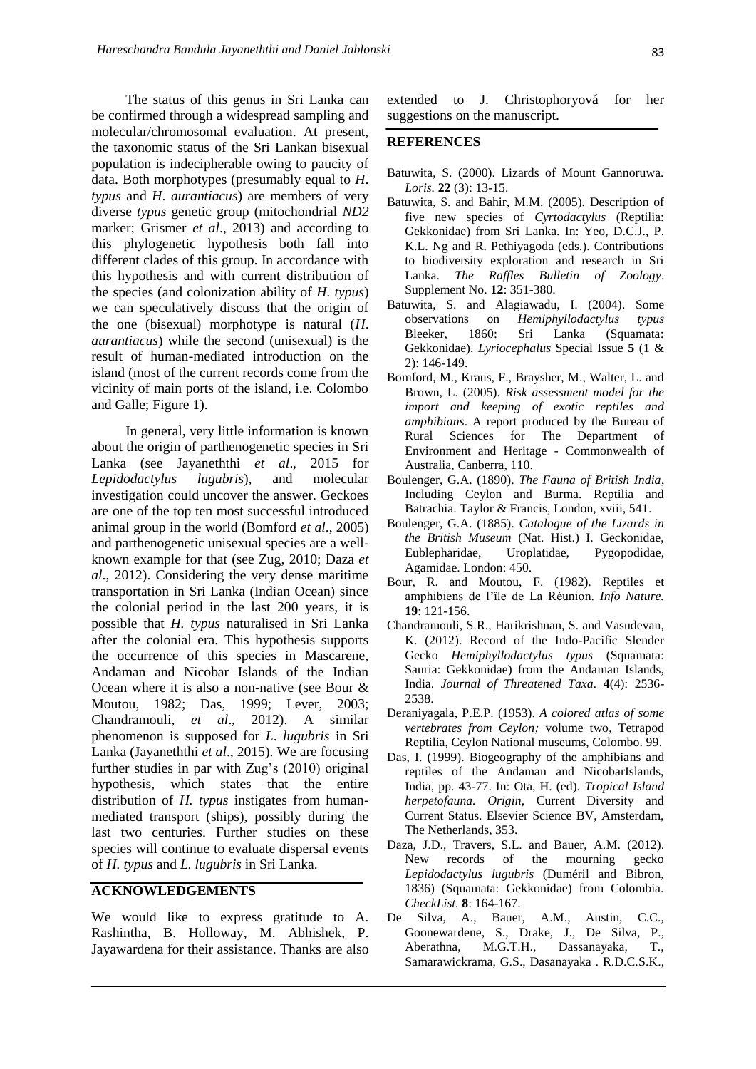The status of this genus in Sri Lanka can be confirmed through a widespread sampling and molecular/chromosomal evaluation. At present, the taxonomic status of the Sri Lankan bisexual population is indecipherable owing to paucity of data. Both morphotypes (presumably equal to *H. typus* and *H. aurantiacus*) are members of very diverse *typus* genetic group (mitochondrial *ND2* marker; Grismer *et al*., 2013) and according to this phylogenetic hypothesis both fall into different clades of this group. In accordance with this hypothesis and with current distribution of the species (and colonization ability of *H. typus*) we can speculatively discuss that the origin of the one (bisexual) morphotype is natural (*H. aurantiacus*) while the second (unisexual) is the result of human-mediated introduction on the island (most of the current records come from the vicinity of main ports of the island, i.e. Colombo and Galle; Figure 1).

In general, very little information is known about the origin of parthenogenetic species in Sri Lanka (see Jayaneththi *et al*., 2015 for *Lepidodactylus lugubris*), and molecular investigation could uncover the answer. Geckoes are one of the top ten most successful introduced animal group in the world (Bomford *et al*., 2005) and parthenogenetic unisexual species are a well-known example for that (see Zug, 2010; Daza *et al*., 2012). Considering the very dense maritime transportation in Sri Lanka (Indian Ocean) since the colonial period in the last 200 years, it is possible that *H. typus* naturalised in Sri Lanka after the colonial era. This hypothesis supports the occurrence of this species in Mascarene, Andaman and Nicobar Islands of the Indian Ocean where it is also a non-native (see Bour & Moutou, 1982; Das, 1999; Lever, 2003; Chandramouli, *et al*., 2012). A similar phenomenon is supposed for *L. lugubris* in Sri Lanka (Jayaneththi *et al*., 2015). We are focusing further studies in par with Zug's (2010) original hypothesis, which states that the entire distribution of *H. typus* instigates from human-mediated transport (ships), possibly during the last two centuries. Further studies on these species will continue to evaluate dispersal events of *H. typus* and *L. lugubris* in Sri Lanka.

## ACKNOWLEDGEMENTS

We would like to express gratitude to A. Rashintha, B. Holloway, M. Abhishek, P. Jayawardena for their assistance. Thanks are also extended to J. Christophoryová for her suggestions on the manuscript.

## REFERENCES

Batuwita, S. (2000). Lizards of Mount Gannoruwa. *Loris.* **22** (3): 13-15.

Batuwita, S. and Bahir, M.M. (2005). Description of five new species of *Cyrtodactylus* (Reptilia: Gekkonidae) from Sri Lanka. In: Yeo, D.C.J., P. K.L. Ng and R. Pethiyagoda (eds.). Contributions to biodiversity exploration and research in Sri Lanka. *The Raffles Bulletin of Zoology*. Supplement No. **12**: 351-380.

Batuwita, S. and Alagiawadu, I. (2004). Some observations on *Hemiphyllodactylus typus* Bleeker, 1860: Sri Lanka (Squamata: Gekkonidae). *Lyriocephalus* Special Issue **5** (1 & 2): 146-149.

Bomford, M., Kraus, F., Braysher, M., Walter, L. and Brown, L. (2005). *Risk assessment model for the import and keeping of exotic reptiles and amphibians*. A report produced by the Bureau of Rural Sciences for The Department of Environment and Heritage - Commonwealth of Australia, Canberra, 110.

Boulenger, G.A. (1890). *The Fauna of British India*, Including Ceylon and Burma. Reptilia and Batrachia. Taylor & Francis, London, xviii, 541.

Boulenger, G.A. (1885). *Catalogue of the Lizards in the British Museum* (Nat. Hist.) I. Geckonidae, Eublepharidae, Uroplatidae, Pygopodidae, Agamidae. London: 450.

Bour, R. and Moutou, F. (1982). Reptiles et amphibiens de l'île de La Réunion. *Info Nature.* **19**: 121-156.

Chandramouli, S.R., Harikrishnan, S. and Vasudevan, K. (2012). Record of the Indo-Pacific Slender Gecko *Hemiphyllodactylus typus* (Squamata: Sauria: Gekkonidae) from the Andaman Islands, India. *Journal of Threatened Taxa*. **4**(4): 2536-2538.

Deraniyagala, P.E.P. (1953). *A colored atlas of some vertebrates from Ceylon;* volume two, Tetrapod Reptilia, Ceylon National museums, Colombo. 99.

Das, I. (1999). Biogeography of the amphibians and reptiles of the Andaman and NicobarIslands, India, pp. 43-77. In: Ota, H. (ed). *Tropical Island herpetofauna. Origin*, Current Diversity and Current Status. Elsevier Science BV, Amsterdam, The Netherlands, 353.

Daza, J.D., Travers, S.L. and Bauer, A.M. (2012). New records of the mourning gecko *Lepidodactylus lugubris* (Duméril and Bibron, 1836) (Squamata: Gekkonidae) from Colombia. *CheckList.* **8**: 164-167.

De Silva, A., Bauer, A.M., Austin, C.C., Goonewardene, S., Drake, J., De Silva, P., Aberathna, M.G.T.H., Dassanayaka, T., Samarawickrama, G.S., Dasanayaka . R.D.C.S.K.,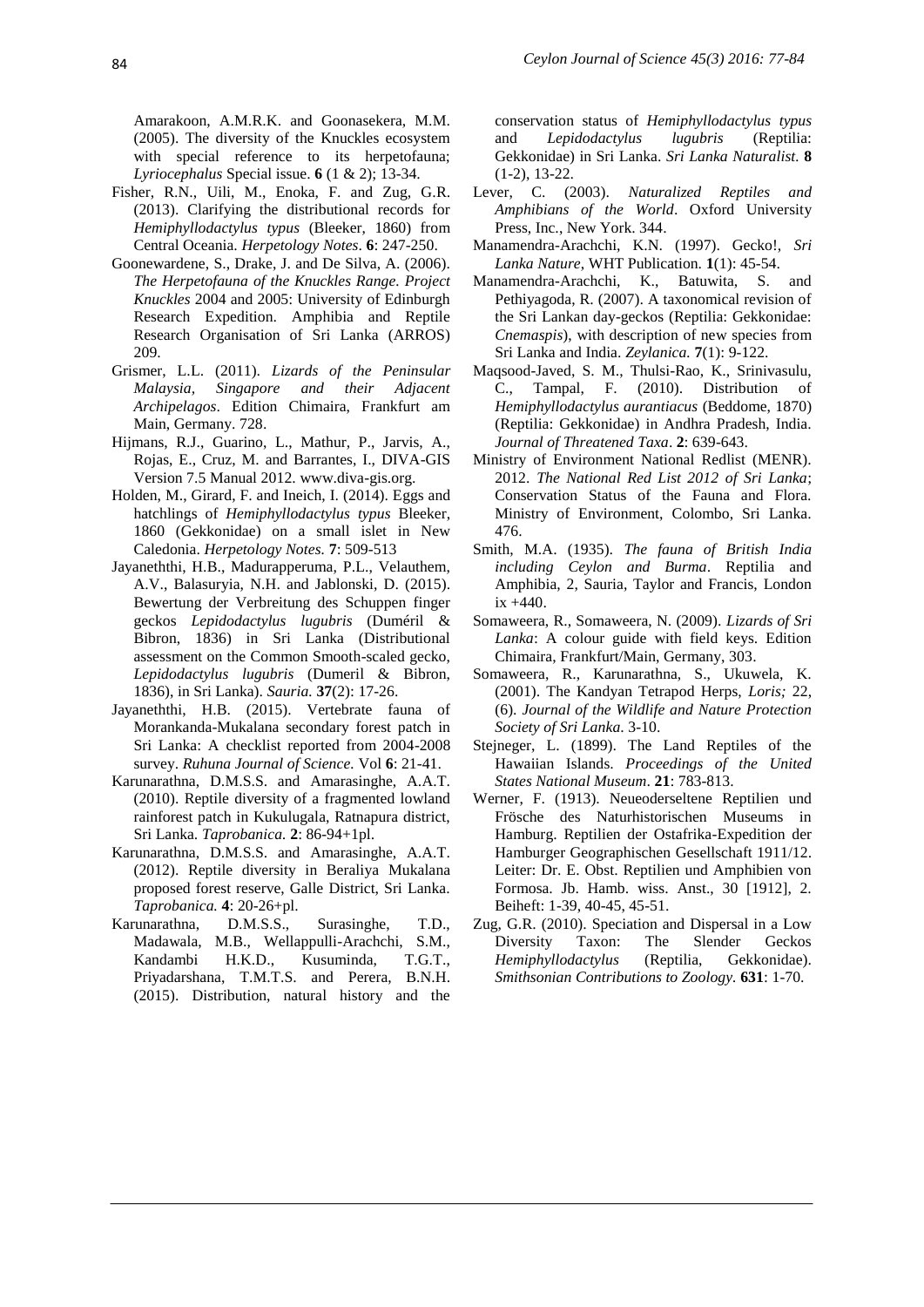Amarakoon, A.M.R.K. and Goonasekera, M.M. (2005). The diversity of the Knuckles ecosystem with special reference to its herpetofauna; *Lyriocephalus* Special issue. **6** (1 & 2); 13-34.

Fisher, R.N., Uili, M., Enoka, F. and Zug, G.R. (2013). Clarifying the distributional records for *Hemiphyllodactylus typus* (Bleeker, 1860) from Central Oceania. *Herpetology Notes*. **6**: 247-250.

Goonewardene, S., Drake, J. and De Silva, A. (2006). *The Herpetofauna of the Knuckles Range. Project Knuckles* 2004 and 2005: University of Edinburgh Research Expedition. Amphibia and Reptile Research Organisation of Sri Lanka (ARROS) 209.

Grismer, L.L. (2011). *Lizards of the Peninsular Malaysia, Singapore and their Adjacent Archipelagos*. Edition Chimaira, Frankfurt am Main, Germany. 728.

Hijmans, R.J., Guarino, L., Mathur, P., Jarvis, A., Rojas, E., Cruz, M. and Barrantes, I., DIVA-GIS Version 7.5 Manual 2012. www.diva-gis.org.

Holden, M., Girard, F. and Ineich, I. (2014). Eggs and hatchlings of *Hemiphyllodactylus typus* Bleeker, 1860 (Gekkonidae) on a small islet in New Caledonia. *Herpetology Notes.* **7**: 509-513

Jayaneththi, H.B., Madurapperuma, P.L., Velauthem, A.V., Balasuryia, N.H. and Jablonski, D. (2015). Bewertung der Verbreitung des Schuppen finger geckos *Lepidodactylus lugubris* (Duméril & Bibron, 1836) in Sri Lanka (Distributional assessment on the Common Smooth-scaled gecko, *Lepidodactylus lugubris* (Dumeril & Bibron, 1836), in Sri Lanka). *Sauria.* **37**(2): 17-26.

Jayaneththi, H.B. (2015). Vertebrate fauna of Morankanda-Mukalana secondary forest patch in Sri Lanka: A checklist reported from 2004-2008 survey. *Ruhuna Journal of Science.* Vol **6**: 21-41.

Karunarathna, D.M.S.S. and Amarasinghe, A.A.T. (2010). Reptile diversity of a fragmented lowland rainforest patch in Kukulugala, Ratnapura district, Sri Lanka. *Taprobanica.* **2**: 86-94+1pl.

Karunarathna, D.M.S.S. and Amarasinghe, A.A.T. (2012). Reptile diversity in Beraliya Mukalana proposed forest reserve, Galle District, Sri Lanka. *Taprobanica.* **4**: 20-26+pl.

Karunarathna, D.M.S.S., Surasinghe, T.D., Madawala, M.B., Wellappulli-Arachchi, S.M., Kandambi H.K.D., Kusuminda, T.G.T., Priyadarshana, T.M.T.S. and Perera, B.N.H. (2015). Distribution, natural history and the conservation status of *Hemiphyllodactylus typus* and *Lepidodactylus lugubris* (Reptilia: Gekkonidae) in Sri Lanka. *Sri Lanka Naturalist.* **8** (1-2), 13-22.

Lever, C. (2003). *Naturalized Reptiles and Amphibians of the World*. Oxford University Press, Inc., New York. 344.

Manamendra-Arachchi, K.N. (1997). Gecko!, *Sri Lanka Nature*, WHT Publication. **1**(1): 45-54.

Manamendra-Arachchi, K., Batuwita, S. and Pethiyagoda, R. (2007). A taxonomical revision of the Sri Lankan day-geckos (Reptilia: Gekkonidae: *Cnemaspis*), with description of new species from Sri Lanka and India. *Zeylanica.* **7**(1): 9-122.

Maqsood-Javed, S. M., Thulsi-Rao, K., Srinivasulu, C., Tampal, F. (2010). Distribution of *Hemiphyllodactylus aurantiacus* (Beddome, 1870) (Reptilia: Gekkonidae) in Andhra Pradesh, India. *Journal of Threatened Taxa*. **2**: 639-643.

Ministry of Environment National Redlist (MENR). 2012. *The National Red List 2012 of Sri Lanka*; Conservation Status of the Fauna and Flora. Ministry of Environment, Colombo, Sri Lanka. 476.

Smith, M.A. (1935). *The fauna of British India including Ceylon and Burma*. Reptilia and Amphibia, 2, Sauria, Taylor and Francis, London ix +440.

Somaweera, R., Somaweera, N. (2009). *Lizards of Sri Lanka*: A colour guide with field keys. Edition Chimaira, Frankfurt/Main, Germany, 303.

Somaweera, R., Karunarathna, S., Ukuwela, K. (2001). The Kandyan Tetrapod Herps, *Loris;* 22, (6). *Journal of the Wildlife and Nature Protection Society of Sri Lanka*. 3-10.

Stejneger, L. (1899). The Land Reptiles of the Hawaiian Islands. *Proceedings of the United States National Museum*. **21**: 783-813.

Werner, F. (1913). Neueoderseltene Reptilien und Frösche des Naturhistorischen Museums in Hamburg. Reptilien der Ostafrika-Expedition der Hamburger Geographischen Gesellschaft 1911/12. Leiter: Dr. E. Obst. Reptilien und Amphibien von Formosa. Jb. Hamb. wiss. Anst., 30 [1912], 2. Beiheft: 1-39, 40-45, 45-51.

Zug, G.R. (2010). Speciation and Dispersal in a Low Diversity Taxon: The Slender Geckos *Hemiphyllodactylus* (Reptilia, Gekkonidae). *Smithsonian Contributions to Zoology.* **631**: 1-70.